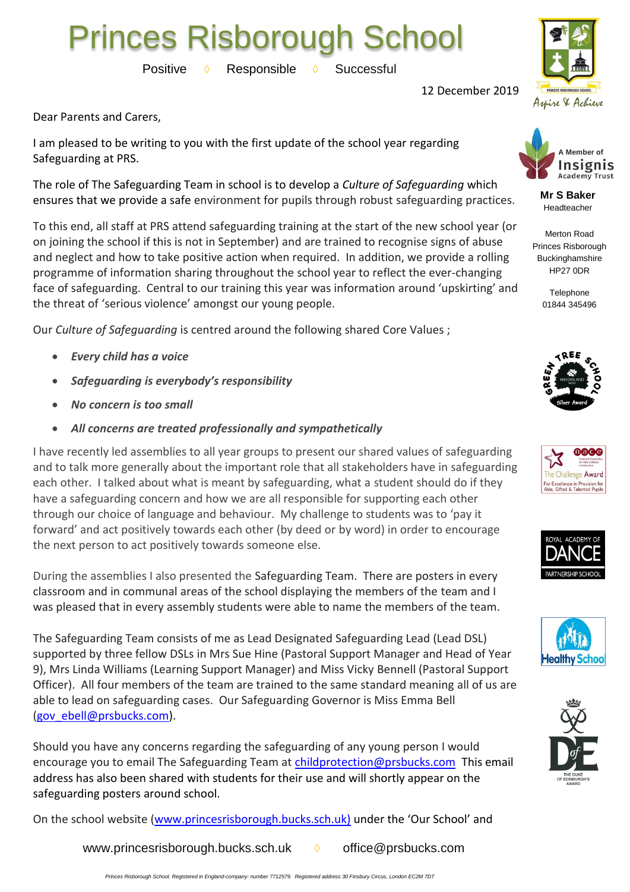# Princes Risborough School

Positive ◊ Responsible ◊ Successful

12 December 2019

Mr S Baker
Headteacher

Merton Road
Princes Risborough
Buckinghamshire
HP27 0DR

Telephone
01844 345496

Dear Parents and Carers,

I am pleased to be writing to you with the first update of the school year regarding Safeguarding at PRS.

The role of The Safeguarding Team in school is to develop a *Culture of Safeguarding* which ensures that we provide a safe environment for pupils through robust safeguarding practices.

To this end, all staff at PRS attend safeguarding training at the start of the new school year (or on joining the school if this is not in September) and are trained to recognise signs of abuse and neglect and how to take positive action when required. In addition, we provide a rolling programme of information sharing throughout the school year to reflect the ever-changing face of safeguarding. Central to our training this year was information around 'upskirting' and the threat of 'serious violence' amongst our young people.

Our *Culture of Safeguarding* is centred around the following shared Core Values ;

- ***Every child has a voice***
- ***Safeguarding is everybody's responsibility***
- ***No concern is too small***
- ***All concerns are treated professionally and sympathetically***

I have recently led assemblies to all year groups to present our shared values of safeguarding and to talk more generally about the important role that all stakeholders have in safeguarding each other. I talked about what is meant by safeguarding, what a student should do if they have a safeguarding concern and how we are all responsible for supporting each other through our choice of language and behaviour. My challenge to students was to 'pay it forward' and act positively towards each other (by deed or by word) in order to encourage the next person to act positively towards someone else.

During the assemblies I also presented the Safeguarding Team. There are posters in every classroom and in communal areas of the school displaying the members of the team and I was pleased that in every assembly students were able to name the members of the team.

The Safeguarding Team consists of me as Lead Designated Safeguarding Lead (Lead DSL) supported by three fellow DSLs in Mrs Sue Hine (Pastoral Support Manager and Head of Year 9), Mrs Linda Williams (Learning Support Manager) and Miss Vicky Bennell (Pastoral Support Officer). All four members of the team are trained to the same standard meaning all of us are able to lead on safeguarding cases. Our Safeguarding Governor is Miss Emma Bell (gov_ebell@prsbucks.com).

Should you have any concerns regarding the safeguarding of any young person I would encourage you to email The Safeguarding Team at childprotection@prsbucks.com This email address has also been shared with students for their use and will shortly appear on the safeguarding posters around school.

On the school website (www.princesrisborough.bucks.sch.uk) under the 'Our School' and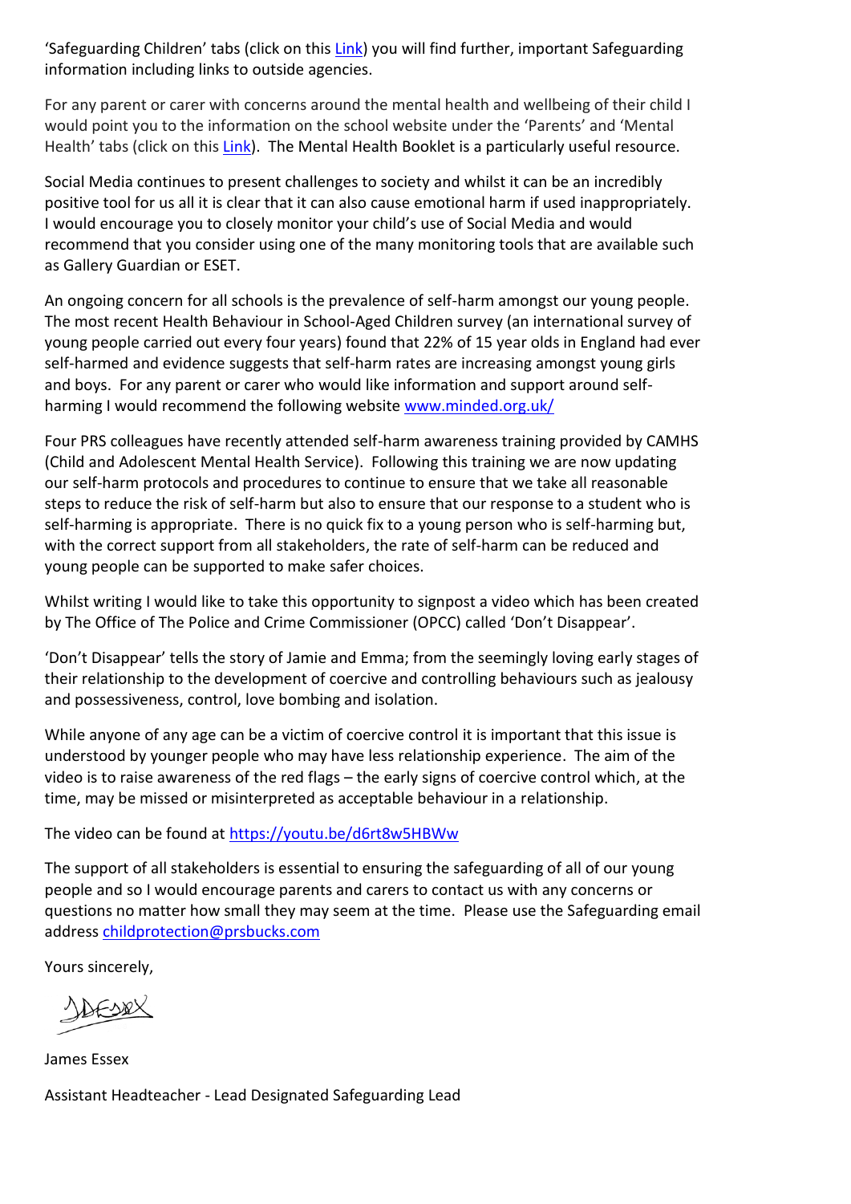'Safeguarding Children' tabs (click on this Link) you will find further, important Safeguarding information including links to outside agencies.

For any parent or carer with concerns around the mental health and wellbeing of their child I would point you to the information on the school website under the 'Parents' and 'Mental Health' tabs (click on this Link). The Mental Health Booklet is a particularly useful resource.

Social Media continues to present challenges to society and whilst it can be an incredibly positive tool for us all it is clear that it can also cause emotional harm if used inappropriately. I would encourage you to closely monitor your child's use of Social Media and would recommend that you consider using one of the many monitoring tools that are available such as Gallery Guardian or ESET.

An ongoing concern for all schools is the prevalence of self-harm amongst our young people. The most recent Health Behaviour in School-Aged Children survey (an international survey of young people carried out every four years) found that 22% of 15 year olds in England had ever self-harmed and evidence suggests that self-harm rates are increasing amongst young girls and boys. For any parent or carer who would like information and support around self-harming I would recommend the following website www.minded.org.uk/

Four PRS colleagues have recently attended self-harm awareness training provided by CAMHS (Child and Adolescent Mental Health Service). Following this training we are now updating our self-harm protocols and procedures to continue to ensure that we take all reasonable steps to reduce the risk of self-harm but also to ensure that our response to a student who is self-harming is appropriate. There is no quick fix to a young person who is self-harming but, with the correct support from all stakeholders, the rate of self-harm can be reduced and young people can be supported to make safer choices.

Whilst writing I would like to take this opportunity to signpost a video which has been created by The Office of The Police and Crime Commissioner (OPCC) called 'Don't Disappear'.

'Don't Disappear' tells the story of Jamie and Emma; from the seemingly loving early stages of their relationship to the development of coercive and controlling behaviours such as jealousy and possessiveness, control, love bombing and isolation.

While anyone of any age can be a victim of coercive control it is important that this issue is understood by younger people who may have less relationship experience. The aim of the video is to raise awareness of the red flags – the early signs of coercive control which, at the time, may be missed or misinterpreted as acceptable behaviour in a relationship.

The video can be found at https://youtu.be/d6rt8w5HBWw

The support of all stakeholders is essential to ensuring the safeguarding of all of our young people and so I would encourage parents and carers to contact us with any concerns or questions no matter how small they may seem at the time. Please use the Safeguarding email address childprotection@prsbucks.com

Yours sincerely,

James Essex

Assistant Headteacher - Lead Designated Safeguarding Lead